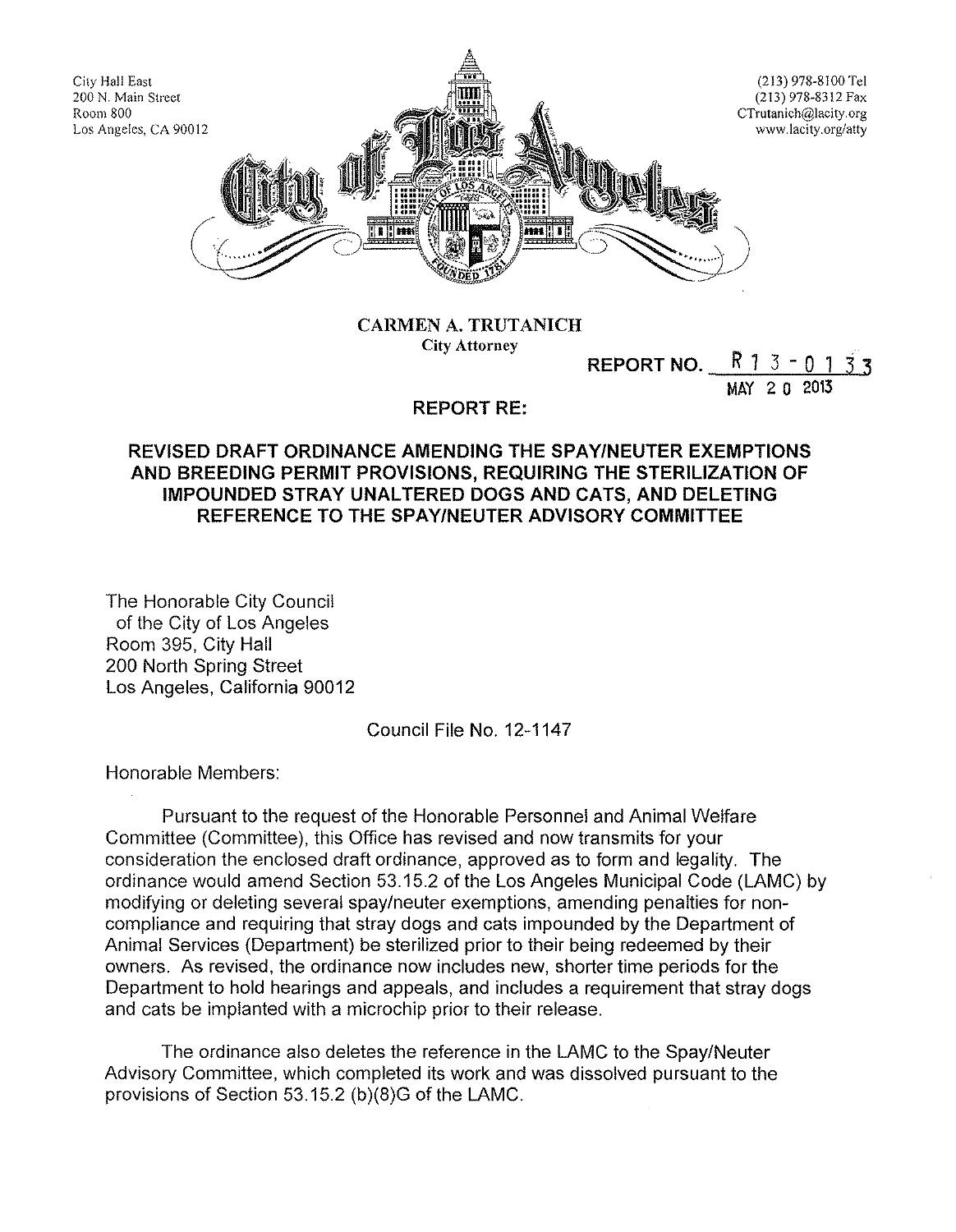City Hall East
200 N. Main Street
Room 800
Los Angeles, CA 90012

(213) 978-8100 Tel
(213) 978-8312 Fax
CTrutanich@lacity.org
www.lacity.org/atty

# City of Los Angeles

**CARMEN A. TRUTANICH**
City Attorney

**REPORT NO.** R 13 - 0133
MAY 20 2013

**REPORT RE:**

## REVISED DRAFT ORDINANCE AMENDING THE SPAY/NEUTER EXEMPTIONS AND BREEDING PERMIT PROVISIONS, REQUIRING THE STERILIZATION OF IMPOUNDED STRAY UNALTERED DOGS AND CATS, AND DELETING REFERENCE TO THE SPAY/NEUTER ADVISORY COMMITTEE

The Honorable City Council
of the City of Los Angeles
Room 395, City Hall
200 North Spring Street
Los Angeles, California 90012

Council File No. 12-1147

Honorable Members:

Pursuant to the request of the Honorable Personnel and Animal Welfare Committee (Committee), this Office has revised and now transmits for your consideration the enclosed draft ordinance, approved as to form and legality. The ordinance would amend Section 53.15.2 of the Los Angeles Municipal Code (LAMC) by modifying or deleting several spay/neuter exemptions, amending penalties for non-compliance and requiring that stray dogs and cats impounded by the Department of Animal Services (Department) be sterilized prior to their being redeemed by their owners. As revised, the ordinance now includes new, shorter time periods for the Department to hold hearings and appeals, and includes a requirement that stray dogs and cats be implanted with a microchip prior to their release.

The ordinance also deletes the reference in the LAMC to the Spay/Neuter Advisory Committee, which completed its work and was dissolved pursuant to the provisions of Section 53.15.2 (b)(8)G of the LAMC.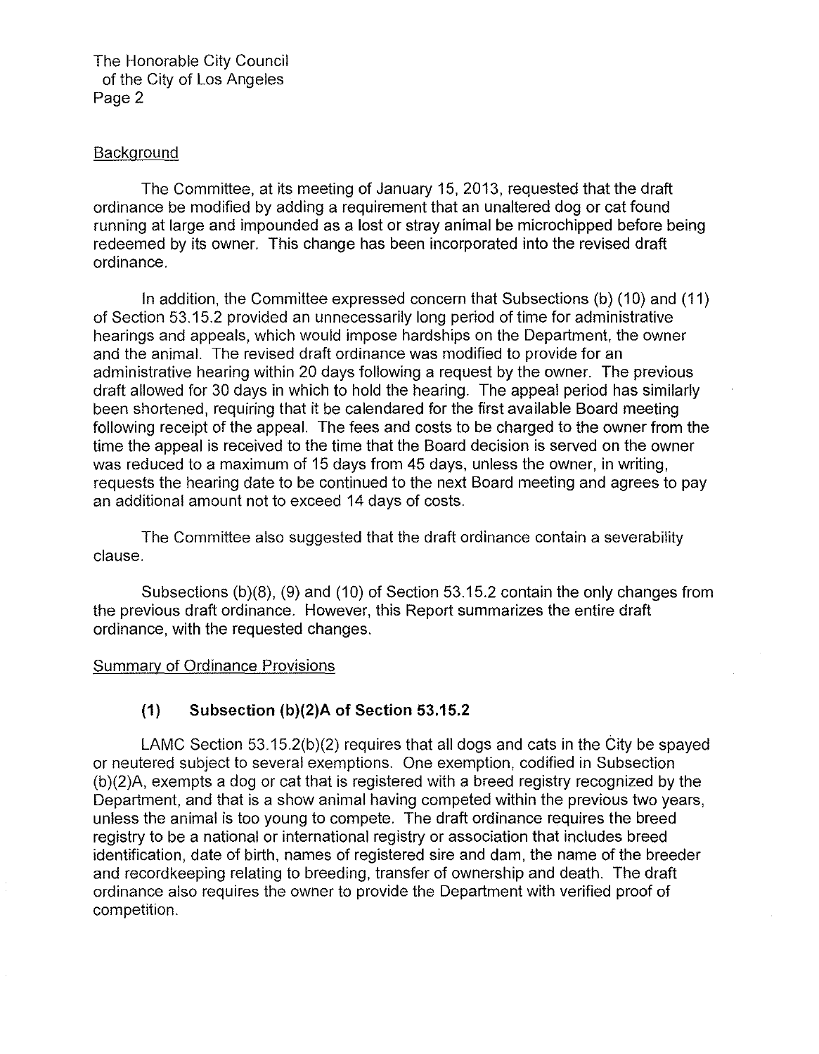## Background

The Committee, at its meeting of January 15, 2013, requested that the draft ordinance be modified by adding a requirement that an unaltered dog or cat found running at large and impounded as a lost or stray animal be microchipped before being redeemed by its owner. This change has been incorporated into the revised draft ordinance.

In addition, the Committee expressed concern that Subsections (b) (10) and (11) of Section 53.15.2 provided an unnecessarily long period of time for administrative hearings and appeals, which would impose hardships on the Department, the owner and the animal. The revised draft ordinance was modified to provide for an administrative hearing within 20 days following a request by the owner. The previous draft allowed for 30 days in which to hold the hearing. The appeal period has similarly been shortened, requiring that it be calendared for the first available Board meeting following receipt of the appeal. The fees and costs to be charged to the owner from the time the appeal is received to the time that the Board decision is served on the owner was reduced to a maximum of 15 days from 45 days, unless the owner, in writing, requests the hearing date to be continued to the next Board meeting and agrees to pay an additional amount not to exceed 14 days of costs.

The Committee also suggested that the draft ordinance contain a severability clause.

Subsections (b)(8), (9) and (10) of Section 53.15.2 contain the only changes from the previous draft ordinance. However, this Report summarizes the entire draft ordinance, with the requested changes.

## Summary of Ordinance Provisions

### (1) Subsection (b)(2)A of Section 53.15.2

LAMC Section 53.15.2(b)(2) requires that all dogs and cats in the City be spayed or neutered subject to several exemptions. One exemption, codified in Subsection (b)(2)A, exempts a dog or cat that is registered with a breed registry recognized by the Department, and that is a show animal having competed within the previous two years, unless the animal is too young to compete. The draft ordinance requires the breed registry to be a national or international registry or association that includes breed identification, date of birth, names of registered sire and dam, the name of the breeder and recordkeeping relating to breeding, transfer of ownership and death. The draft ordinance also requires the owner to provide the Department with verified proof of competition.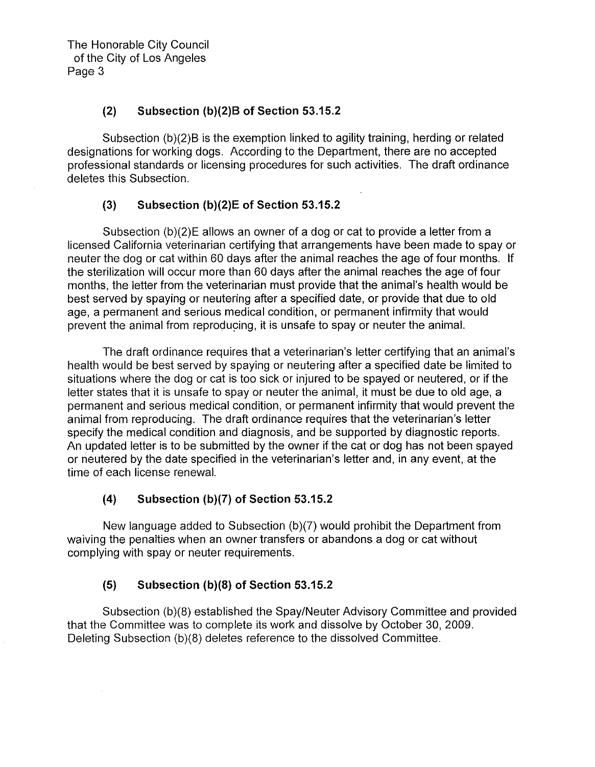### (2) Subsection (b)(2)B of Section 53.15.2

Subsection (b)(2)B is the exemption linked to agility training, herding or related designations for working dogs. According to the Department, there are no accepted professional standards or licensing procedures for such activities. The draft ordinance deletes this Subsection.

### (3) Subsection (b)(2)E of Section 53.15.2

Subsection (b)(2)E allows an owner of a dog or cat to provide a letter from a licensed California veterinarian certifying that arrangements have been made to spay or neuter the dog or cat within 60 days after the animal reaches the age of four months. If the sterilization will occur more than 60 days after the animal reaches the age of four months, the letter from the veterinarian must provide that the animal's health would be best served by spaying or neutering after a specified date, or provide that due to old age, a permanent and serious medical condition, or permanent infirmity that would prevent the animal from reproducing, it is unsafe to spay or neuter the animal.

The draft ordinance requires that a veterinarian's letter certifying that an animal's health would be best served by spaying or neutering after a specified date be limited to situations where the dog or cat is too sick or injured to be spayed or neutered, or if the letter states that it is unsafe to spay or neuter the animal, it must be due to old age, a permanent and serious medical condition, or permanent infirmity that would prevent the animal from reproducing. The draft ordinance requires that the veterinarian's letter specify the medical condition and diagnosis, and be supported by diagnostic reports. An updated letter is to be submitted by the owner if the cat or dog has not been spayed or neutered by the date specified in the veterinarian's letter and, in any event, at the time of each license renewal.

### (4) Subsection (b)(7) of Section 53.15.2

New language added to Subsection (b)(7) would prohibit the Department from waiving the penalties when an owner transfers or abandons a dog or cat without complying with spay or neuter requirements.

### (5) Subsection (b)(8) of Section 53.15.2

Subsection (b)(8) established the Spay/Neuter Advisory Committee and provided that the Committee was to complete its work and dissolve by October 30, 2009. Deleting Subsection (b)(8) deletes reference to the dissolved Committee.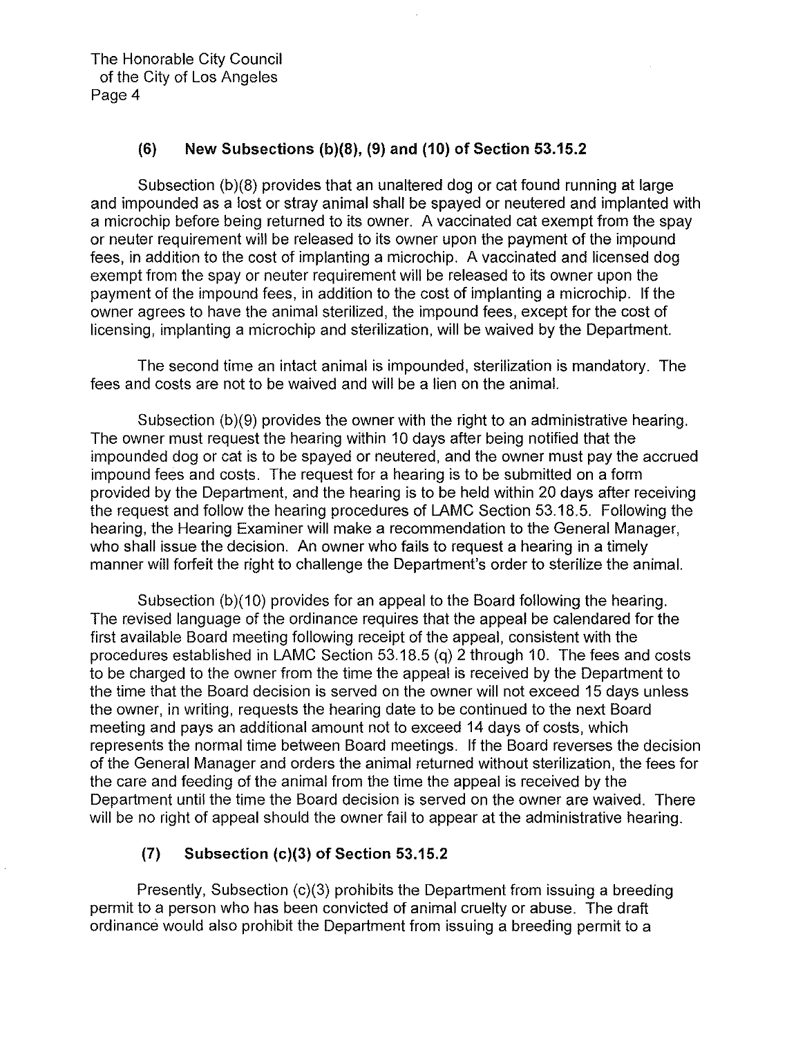### (6) New Subsections (b)(8), (9) and (10) of Section 53.15.2

Subsection (b)(8) provides that an unaltered dog or cat found running at large and impounded as a lost or stray animal shall be spayed or neutered and implanted with a microchip before being returned to its owner. A vaccinated cat exempt from the spay or neuter requirement will be released to its owner upon the payment of the impound fees, in addition to the cost of implanting a microchip. A vaccinated and licensed dog exempt from the spay or neuter requirement will be released to its owner upon the payment of the impound fees, in addition to the cost of implanting a microchip. If the owner agrees to have the animal sterilized, the impound fees, except for the cost of licensing, implanting a microchip and sterilization, will be waived by the Department.

The second time an intact animal is impounded, sterilization is mandatory. The fees and costs are not to be waived and will be a lien on the animal.

Subsection (b)(9) provides the owner with the right to an administrative hearing. The owner must request the hearing within 10 days after being notified that the impounded dog or cat is to be spayed or neutered, and the owner must pay the accrued impound fees and costs. The request for a hearing is to be submitted on a form provided by the Department, and the hearing is to be held within 20 days after receiving the request and follow the hearing procedures of LAMC Section 53.18.5. Following the hearing, the Hearing Examiner will make a recommendation to the General Manager, who shall issue the decision. An owner who fails to request a hearing in a timely manner will forfeit the right to challenge the Department's order to sterilize the animal.

Subsection (b)(10) provides for an appeal to the Board following the hearing. The revised language of the ordinance requires that the appeal be calendared for the first available Board meeting following receipt of the appeal, consistent with the procedures established in LAMC Section 53.18.5 (q) 2 through 10. The fees and costs to be charged to the owner from the time the appeal is received by the Department to the time that the Board decision is served on the owner will not exceed 15 days unless the owner, in writing, requests the hearing date to be continued to the next Board meeting and pays an additional amount not to exceed 14 days of costs, which represents the normal time between Board meetings. If the Board reverses the decision of the General Manager and orders the animal returned without sterilization, the fees for the care and feeding of the animal from the time the appeal is received by the Department until the time the Board decision is served on the owner are waived. There will be no right of appeal should the owner fail to appear at the administrative hearing.

### (7) Subsection (c)(3) of Section 53.15.2

Presently, Subsection (c)(3) prohibits the Department from issuing a breeding permit to a person who has been convicted of animal cruelty or abuse. The draft ordinance would also prohibit the Department from issuing a breeding permit to a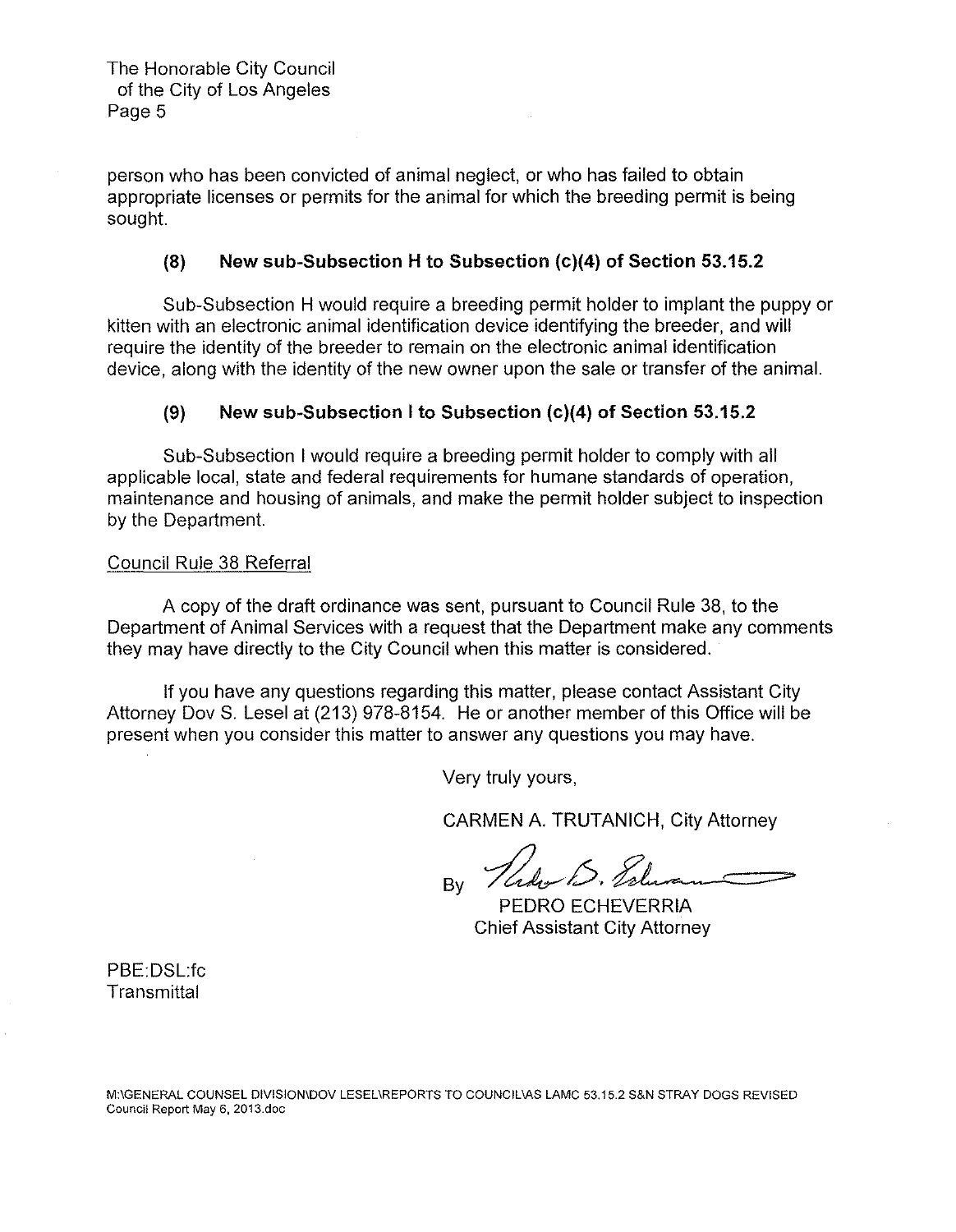person who has been convicted of animal neglect, or who has failed to obtain appropriate licenses or permits for the animal for which the breeding permit is being sought.

### (8) New sub-Subsection H to Subsection (c)(4) of Section 53.15.2

Sub-Subsection H would require a breeding permit holder to implant the puppy or kitten with an electronic animal identification device identifying the breeder, and will require the identity of the breeder to remain on the electronic animal identification device, along with the identity of the new owner upon the sale or transfer of the animal.

### (9) New sub-Subsection I to Subsection (c)(4) of Section 53.15.2

Sub-Subsection I would require a breeding permit holder to comply with all applicable local, state and federal requirements for humane standards of operation, maintenance and housing of animals, and make the permit holder subject to inspection by the Department.

Council Rule 38 Referral

A copy of the draft ordinance was sent, pursuant to Council Rule 38, to the Department of Animal Services with a request that the Department make any comments they may have directly to the City Council when this matter is considered.

If you have any questions regarding this matter, please contact Assistant City Attorney Dov S. Lesel at (213) 978-8154. He or another member of this Office will be present when you consider this matter to answer any questions you may have.

Very truly yours,

CARMEN A. TRUTANICH, City Attorney

By

PEDRO ECHEVERRIA
Chief Assistant City Attorney

PBE:DSL:fc
Transmittal

M:\GENERAL COUNSEL DIVISION\DOV LESEL\REPORTS TO COUNCIL\AS LAMC 53.15.2 S&N STRAY DOGS REVISED Council Report May 6, 2013.doc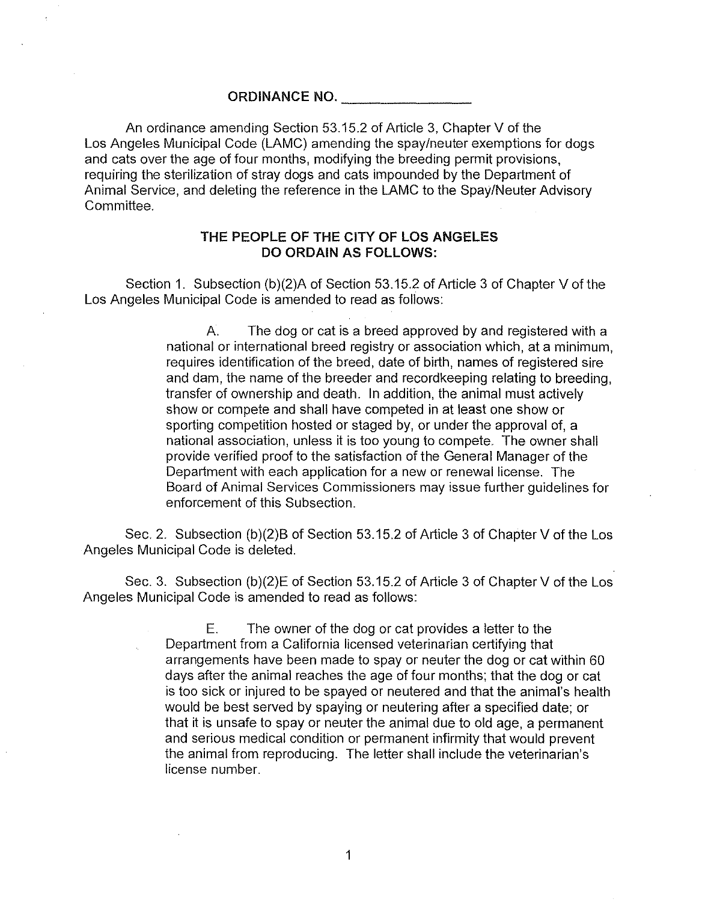# ORDINANCE NO. ________________

An ordinance amending Section 53.15.2 of Article 3, Chapter V of the Los Angeles Municipal Code (LAMC) amending the spay/neuter exemptions for dogs and cats over the age of four months, modifying the breeding permit provisions, requiring the sterilization of stray dogs and cats impounded by the Department of Animal Service, and deleting the reference in the LAMC to the Spay/Neuter Advisory Committee.

## THE PEOPLE OF THE CITY OF LOS ANGELES DO ORDAIN AS FOLLOWS:

Section 1. Subsection (b)(2)A of Section 53.15.2 of Article 3 of Chapter V of the Los Angeles Municipal Code is amended to read as follows:

> A. The dog or cat is a breed approved by and registered with a national or international breed registry or association which, at a minimum, requires identification of the breed, date of birth, names of registered sire and dam, the name of the breeder and recordkeeping relating to breeding, transfer of ownership and death. In addition, the animal must actively show or compete and shall have competed in at least one show or sporting competition hosted or staged by, or under the approval of, a national association, unless it is too young to compete. The owner shall provide verified proof to the satisfaction of the General Manager of the Department with each application for a new or renewal license. The Board of Animal Services Commissioners may issue further guidelines for enforcement of this Subsection.

Sec. 2. Subsection (b)(2)B of Section 53.15.2 of Article 3 of Chapter V of the Los Angeles Municipal Code is deleted.

Sec. 3. Subsection (b)(2)E of Section 53.15.2 of Article 3 of Chapter V of the Los Angeles Municipal Code is amended to read as follows:

> E. The owner of the dog or cat provides a letter to the Department from a California licensed veterinarian certifying that arrangements have been made to spay or neuter the dog or cat within 60 days after the animal reaches the age of four months; that the dog or cat is too sick or injured to be spayed or neutered and that the animal's health would be best served by spaying or neutering after a specified date; or that it is unsafe to spay or neuter the animal due to old age, a permanent and serious medical condition or permanent infirmity that would prevent the animal from reproducing. The letter shall include the veterinarian's license number.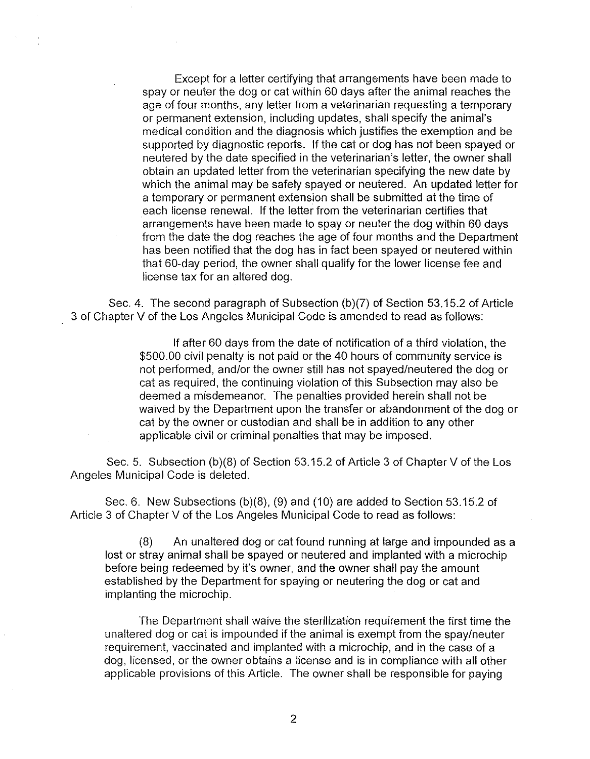Except for a letter certifying that arrangements have been made to spay or neuter the dog or cat within 60 days after the animal reaches the age of four months, any letter from a veterinarian requesting a temporary or permanent extension, including updates, shall specify the animal's medical condition and the diagnosis which justifies the exemption and be supported by diagnostic reports. If the cat or dog has not been spayed or neutered by the date specified in the veterinarian's letter, the owner shall obtain an updated letter from the veterinarian specifying the new date by which the animal may be safely spayed or neutered. An updated letter for a temporary or permanent extension shall be submitted at the time of each license renewal. If the letter from the veterinarian certifies that arrangements have been made to spay or neuter the dog within 60 days from the date the dog reaches the age of four months and the Department has been notified that the dog has in fact been spayed or neutered within that 60-day period, the owner shall qualify for the lower license fee and license tax for an altered dog.

Sec. 4. The second paragraph of Subsection (b)(7) of Section 53.15.2 of Article 3 of Chapter V of the Los Angeles Municipal Code is amended to read as follows:

If after 60 days from the date of notification of a third violation, the $500.00 civil penalty is not paid or the 40 hours of community service is not performed, and/or the owner still has not spayed/neutered the dog or cat as required, the continuing violation of this Subsection may also be deemed a misdemeanor. The penalties provided herein shall not be waived by the Department upon the transfer or abandonment of the dog or cat by the owner or custodian and shall be in addition to any other applicable civil or criminal penalties that may be imposed.

Sec. 5. Subsection (b)(8) of Section 53.15.2 of Article 3 of Chapter V of the Los Angeles Municipal Code is deleted.

Sec. 6. New Subsections (b)(8), (9) and (10) are added to Section 53.15.2 of Article 3 of Chapter V of the Los Angeles Municipal Code to read as follows:

(8) An unaltered dog or cat found running at large and impounded as a lost or stray animal shall be spayed or neutered and implanted with a microchip before being redeemed by it's owner, and the owner shall pay the amount established by the Department for spaying or neutering the dog or cat and implanting the microchip.

The Department shall waive the sterilization requirement the first time the unaltered dog or cat is impounded if the animal is exempt from the spay/neuter requirement, vaccinated and implanted with a microchip, and in the case of a dog, licensed, or the owner obtains a license and is in compliance with all other applicable provisions of this Article. The owner shall be responsible for paying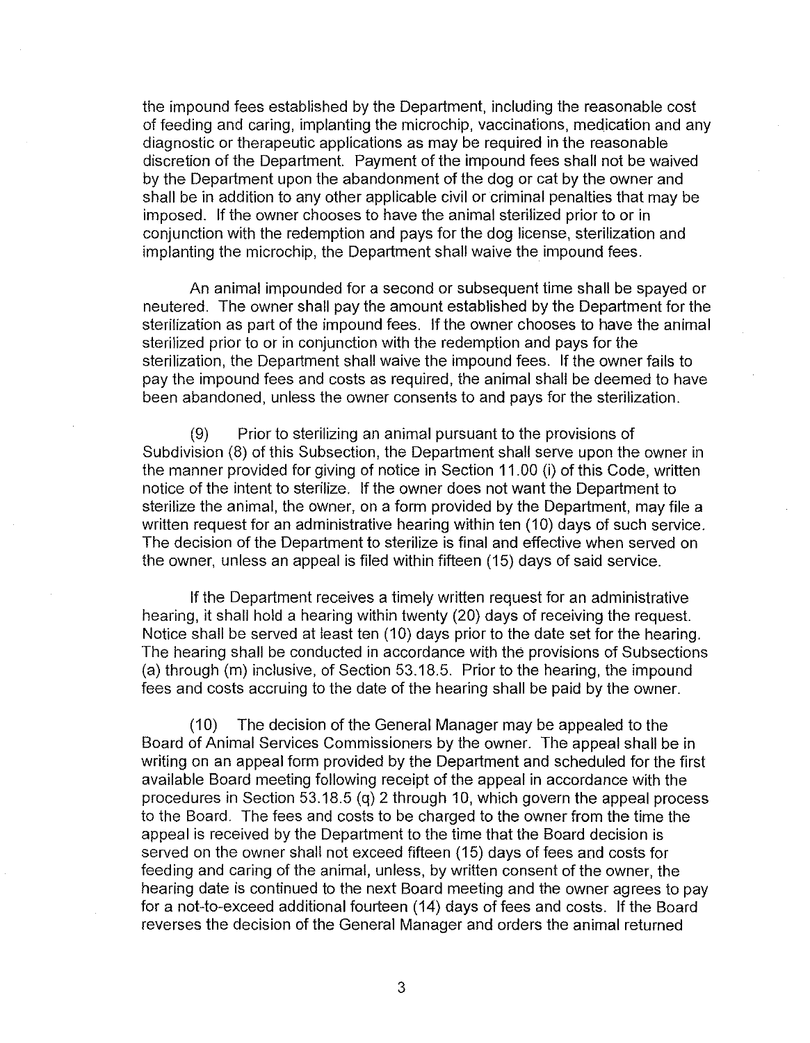the impound fees established by the Department, including the reasonable cost of feeding and caring, implanting the microchip, vaccinations, medication and any diagnostic or therapeutic applications as may be required in the reasonable discretion of the Department. Payment of the impound fees shall not be waived by the Department upon the abandonment of the dog or cat by the owner and shall be in addition to any other applicable civil or criminal penalties that may be imposed. If the owner chooses to have the animal sterilized prior to or in conjunction with the redemption and pays for the dog license, sterilization and implanting the microchip, the Department shall waive the impound fees.

An animal impounded for a second or subsequent time shall be spayed or neutered. The owner shall pay the amount established by the Department for the sterilization as part of the impound fees. If the owner chooses to have the animal sterilized prior to or in conjunction with the redemption and pays for the sterilization, the Department shall waive the impound fees. If the owner fails to pay the impound fees and costs as required, the animal shall be deemed to have been abandoned, unless the owner consents to and pays for the sterilization.

(9) Prior to sterilizing an animal pursuant to the provisions of Subdivision (8) of this Subsection, the Department shall serve upon the owner in the manner provided for giving of notice in Section 11.00 (i) of this Code, written notice of the intent to sterilize. If the owner does not want the Department to sterilize the animal, the owner, on a form provided by the Department, may file a written request for an administrative hearing within ten (10) days of such service. The decision of the Department to sterilize is final and effective when served on the owner, unless an appeal is filed within fifteen (15) days of said service.

If the Department receives a timely written request for an administrative hearing, it shall hold a hearing within twenty (20) days of receiving the request. Notice shall be served at least ten (10) days prior to the date set for the hearing. The hearing shall be conducted in accordance with the provisions of Subsections (a) through (m) inclusive, of Section 53.18.5. Prior to the hearing, the impound fees and costs accruing to the date of the hearing shall be paid by the owner.

(10) The decision of the General Manager may be appealed to the Board of Animal Services Commissioners by the owner. The appeal shall be in writing on an appeal form provided by the Department and scheduled for the first available Board meeting following receipt of the appeal in accordance with the procedures in Section 53.18.5 (q) 2 through 10, which govern the appeal process to the Board. The fees and costs to be charged to the owner from the time the appeal is received by the Department to the time that the Board decision is served on the owner shall not exceed fifteen (15) days of fees and costs for feeding and caring of the animal, unless, by written consent of the owner, the hearing date is continued to the next Board meeting and the owner agrees to pay for a not-to-exceed additional fourteen (14) days of fees and costs. If the Board reverses the decision of the General Manager and orders the animal returned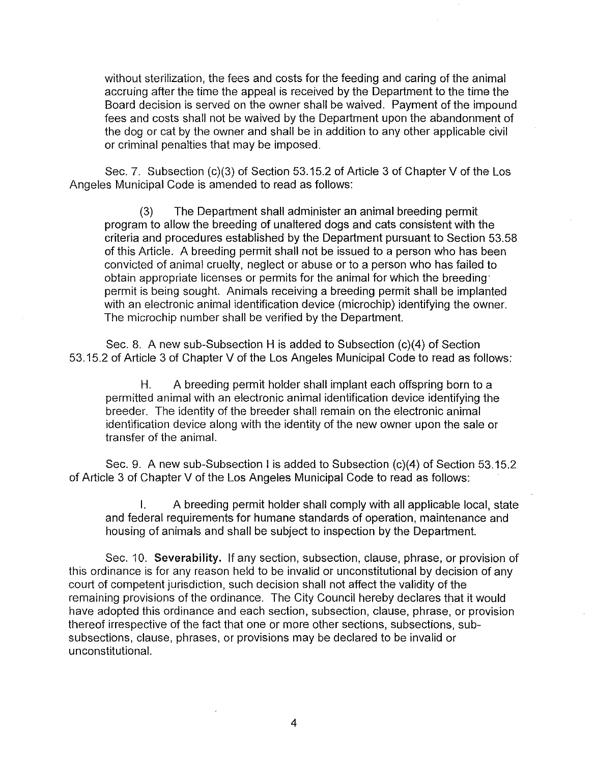without sterilization, the fees and costs for the feeding and caring of the animal accruing after the time the appeal is received by the Department to the time the Board decision is served on the owner shall be waived. Payment of the impound fees and costs shall not be waived by the Department upon the abandonment of the dog or cat by the owner and shall be in addition to any other applicable civil or criminal penalties that may be imposed.

Sec. 7. Subsection (c)(3) of Section 53.15.2 of Article 3 of Chapter V of the Los Angeles Municipal Code is amended to read as follows:

(3) The Department shall administer an animal breeding permit program to allow the breeding of unaltered dogs and cats consistent with the criteria and procedures established by the Department pursuant to Section 53.58 of this Article. A breeding permit shall not be issued to a person who has been convicted of animal cruelty, neglect or abuse or to a person who has failed to obtain appropriate licenses or permits for the animal for which the breeding permit is being sought. Animals receiving a breeding permit shall be implanted with an electronic animal identification device (microchip) identifying the owner. The microchip number shall be verified by the Department.

Sec. 8. A new sub-Subsection H is added to Subsection (c)(4) of Section 53.15.2 of Article 3 of Chapter V of the Los Angeles Municipal Code to read as follows:

H. A breeding permit holder shall implant each offspring born to a permitted animal with an electronic animal identification device identifying the breeder. The identity of the breeder shall remain on the electronic animal identification device along with the identity of the new owner upon the sale or transfer of the animal.

Sec. 9. A new sub-Subsection I is added to Subsection (c)(4) of Section 53.15.2 of Article 3 of Chapter V of the Los Angeles Municipal Code to read as follows:

I. A breeding permit holder shall comply with all applicable local, state and federal requirements for humane standards of operation, maintenance and housing of animals and shall be subject to inspection by the Department.

Sec. 10. **Severability.** If any section, subsection, clause, phrase, or provision of this ordinance is for any reason held to be invalid or unconstitutional by decision of any court of competent jurisdiction, such decision shall not affect the validity of the remaining provisions of the ordinance. The City Council hereby declares that it would have adopted this ordinance and each section, subsection, clause, phrase, or provision thereof irrespective of the fact that one or more other sections, subsections, sub-subsections, clause, phrases, or provisions may be declared to be invalid or unconstitutional.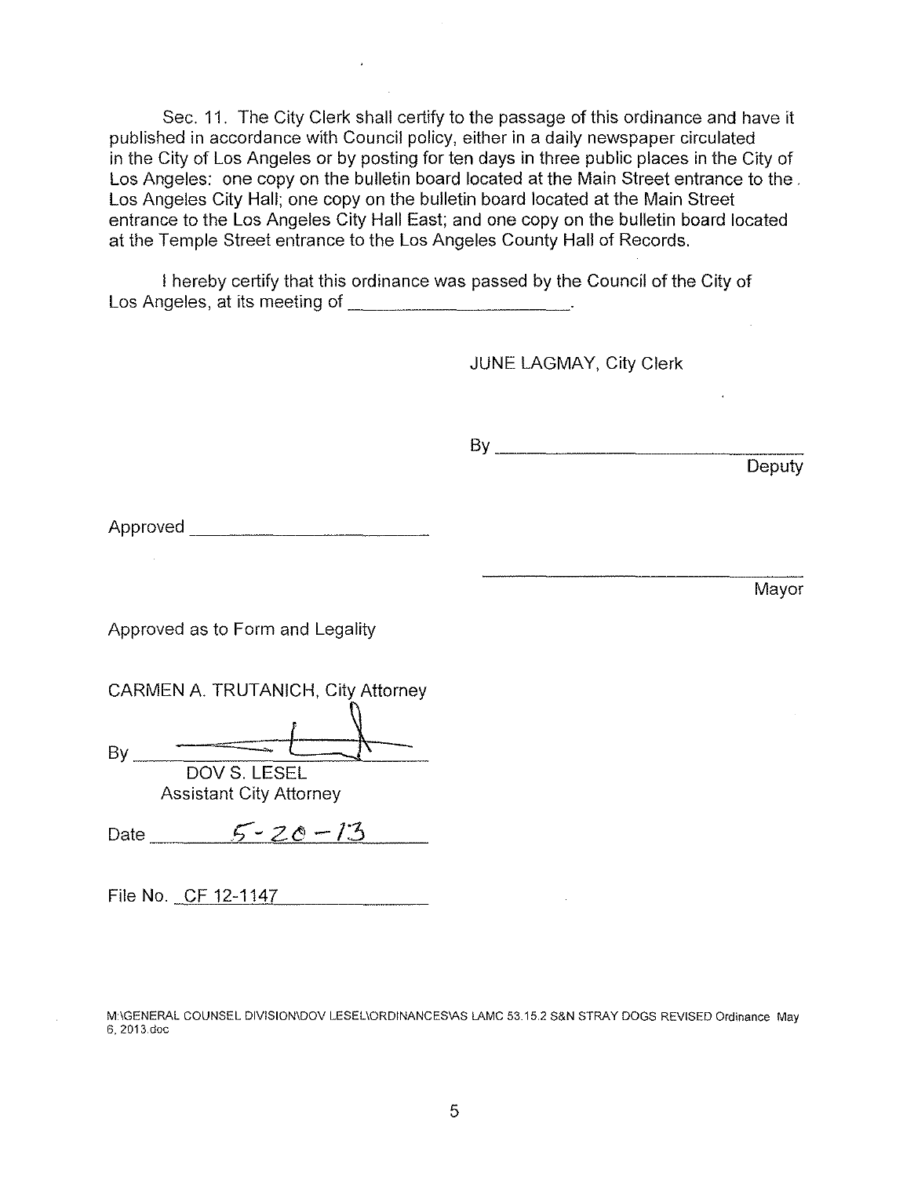Sec. 11. The City Clerk shall certify to the passage of this ordinance and have it published in accordance with Council policy, either in a daily newspaper circulated in the City of Los Angeles or by posting for ten days in three public places in the City of Los Angeles: one copy on the bulletin board located at the Main Street entrance to the Los Angeles City Hall; one copy on the bulletin board located at the Main Street entrance to the Los Angeles City Hall East; and one copy on the bulletin board located at the Temple Street entrance to the Los Angeles County Hall of Records.

I hereby certify that this ordinance was passed by the Council of the City of Los Angeles, at its meeting of ______________________.

JUNE LAGMAY, City Clerk

By ______________________________
Deputy

Approved ______________________

______________________________
Mayor

Approved as to Form and Legality

CARMEN A. TRUTANICH, City Attorney

By ______________________________
DOV S. LESEL
Assistant City Attorney

Date 5-20-13

File No. CF 12-1147

M:\GENERAL COUNSEL DIVISION\DOV LESEL\ORDINANCES\AS LAMC 53.15.2 S&N STRAY DOGS REVISED Ordinance May 6, 2013.doc